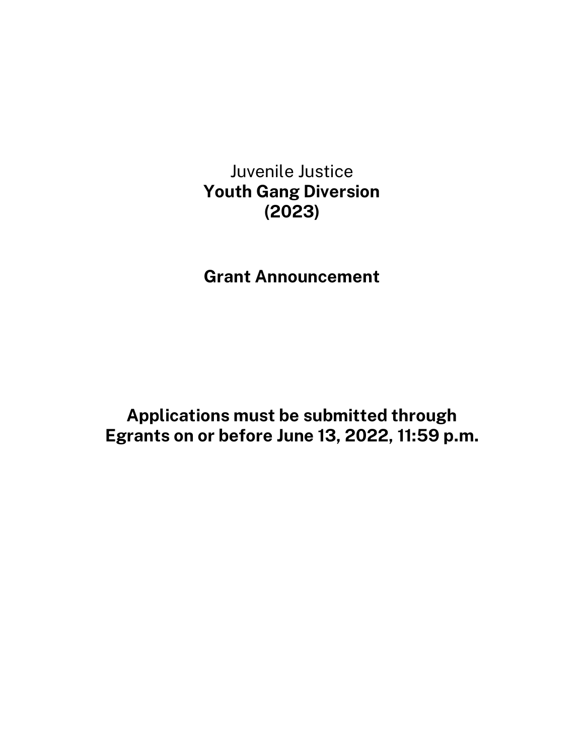# Juvenile Justice
# **Youth Gang Diversion (2023)**

## **Grant Announcement**

**Applications must be submitted through Egrants on or before June 13, 2022, 11:59 p.m.**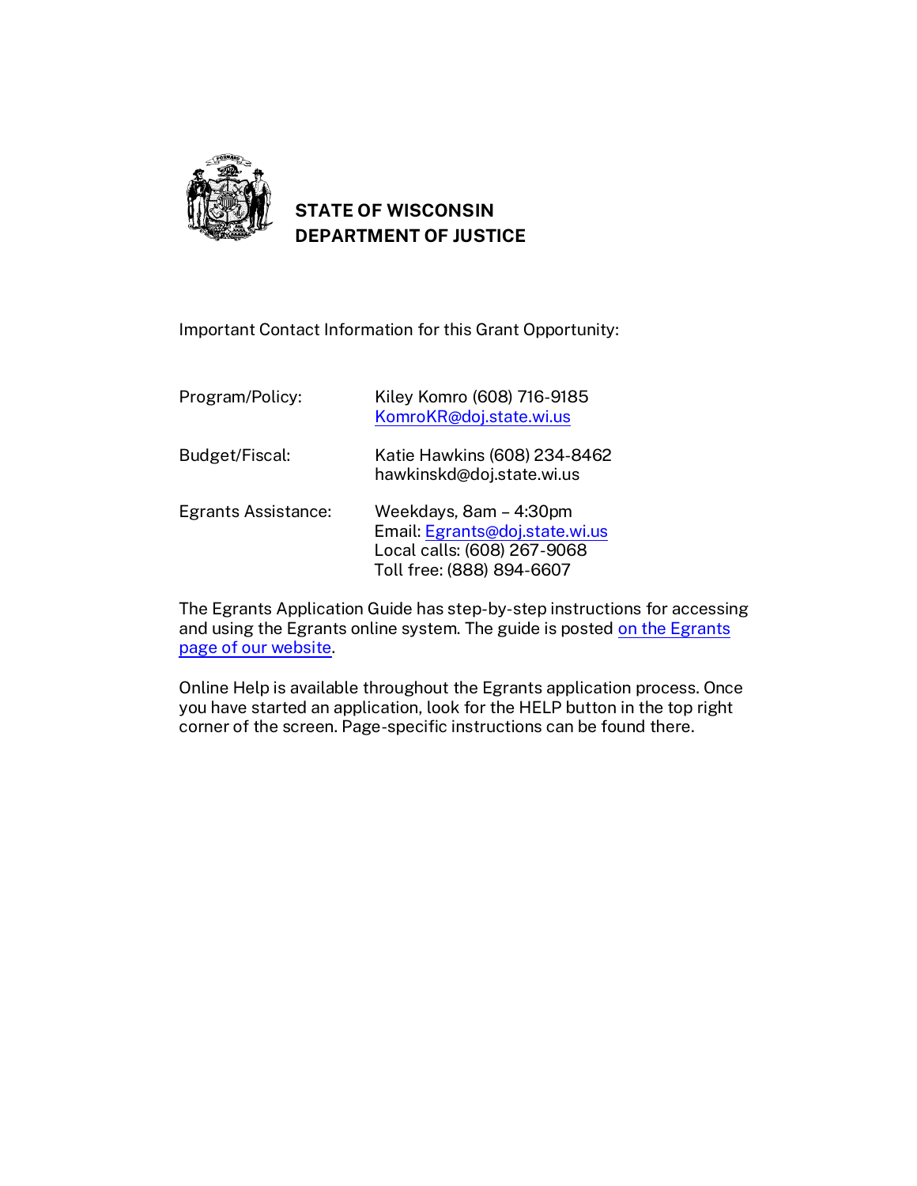**STATE OF WISCONSIN**
**DEPARTMENT OF JUSTICE**

Important Contact Information for this Grant Opportunity:

| | |
|---|---|
| Program/Policy: | Kiley Komro (608) 716-9185<br>KomroKR@doj.state.wi.us |
| Budget/Fiscal: | Katie Hawkins (608) 234-8462<br>hawkinskd@doj.state.wi.us |
| Egrants Assistance: | Weekdays, 8am – 4:30pm<br>Email: Egrants@doj.state.wi.us<br>Local calls: (608) 267-9068<br>Toll free: (888) 894-6607 |

The Egrants Application Guide has step-by-step instructions for accessing and using the Egrants online system. The guide is posted on the Egrants page of our website.

Online Help is available throughout the Egrants application process. Once you have started an application, look for the HELP button in the top right corner of the screen. Page-specific instructions can be found there.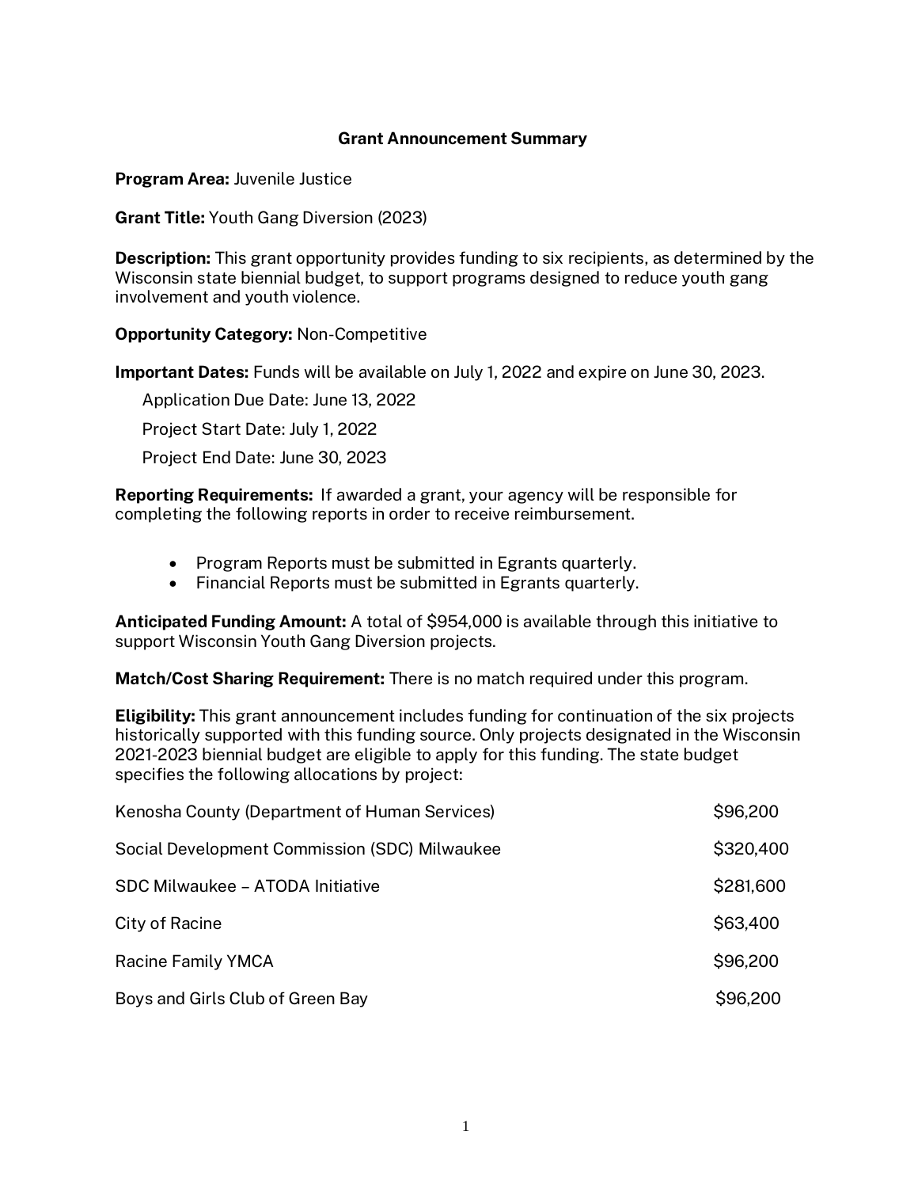## Grant Announcement Summary

**Program Area:** Juvenile Justice

**Grant Title:** Youth Gang Diversion (2023)

**Description:** This grant opportunity provides funding to six recipients, as determined by the Wisconsin state biennial budget, to support programs designed to reduce youth gang involvement and youth violence.

**Opportunity Category:** Non-Competitive

**Important Dates:** Funds will be available on July 1, 2022 and expire on June 30, 2023.

Application Due Date: June 13, 2022

Project Start Date: July 1, 2022

Project End Date: June 30, 2023

**Reporting Requirements:** If awarded a grant, your agency will be responsible for completing the following reports in order to receive reimbursement.

- Program Reports must be submitted in Egrants quarterly.
- Financial Reports must be submitted in Egrants quarterly.

**Anticipated Funding Amount:** A total of $954,000 is available through this initiative to support Wisconsin Youth Gang Diversion projects.

**Match/Cost Sharing Requirement:** There is no match required under this program.

**Eligibility:** This grant announcement includes funding for continuation of the six projects historically supported with this funding source. Only projects designated in the Wisconsin 2021-2023 biennial budget are eligible to apply for this funding. The state budget specifies the following allocations by project:

| | |
|---|---|
| Kenosha County (Department of Human Services) | $96,200 |
| Social Development Commission (SDC) Milwaukee | $320,400 |
| SDC Milwaukee – ATODA Initiative | $281,600 |
| City of Racine | $63,400 |
| Racine Family YMCA | $96,200 |
| Boys and Girls Club of Green Bay | $96,200 |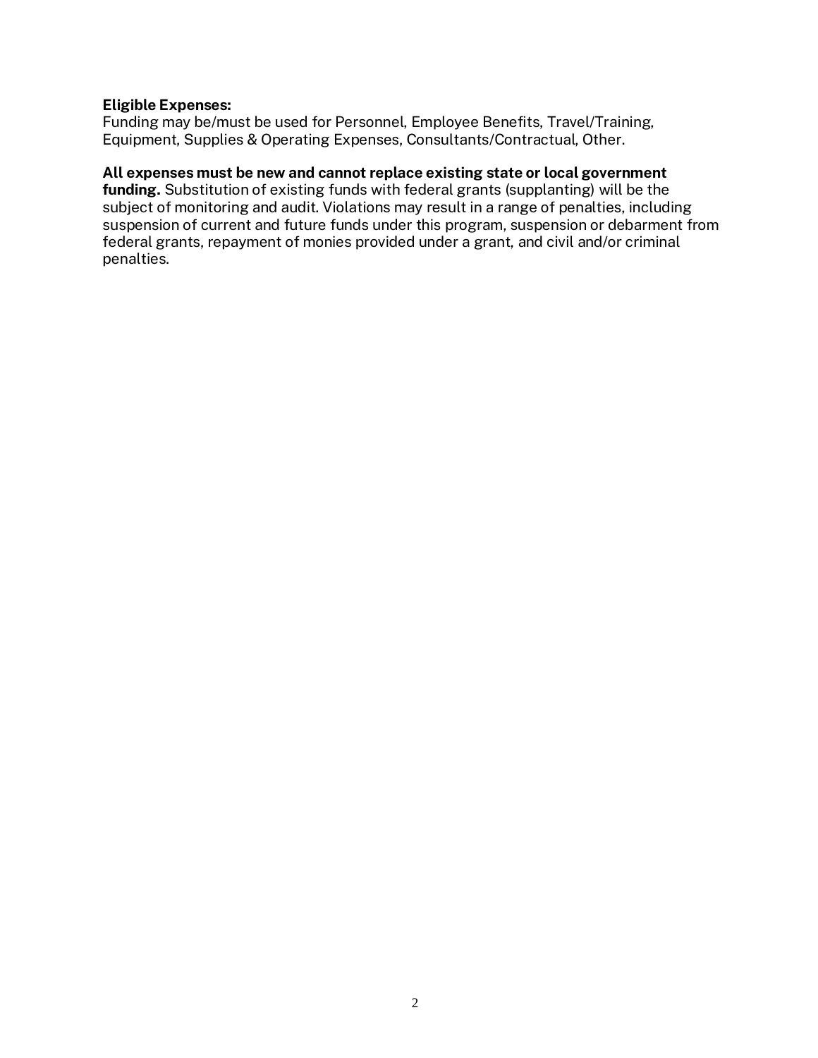**Eligible Expenses:**
Funding may be/must be used for Personnel, Employee Benefits, Travel/Training, Equipment, Supplies & Operating Expenses, Consultants/Contractual, Other.

**All expenses must be new and cannot replace existing state or local government funding.** Substitution of existing funds with federal grants (supplanting) will be the subject of monitoring and audit. Violations may result in a range of penalties, including suspension of current and future funds under this program, suspension or debarment from federal grants, repayment of monies provided under a grant, and civil and/or criminal penalties.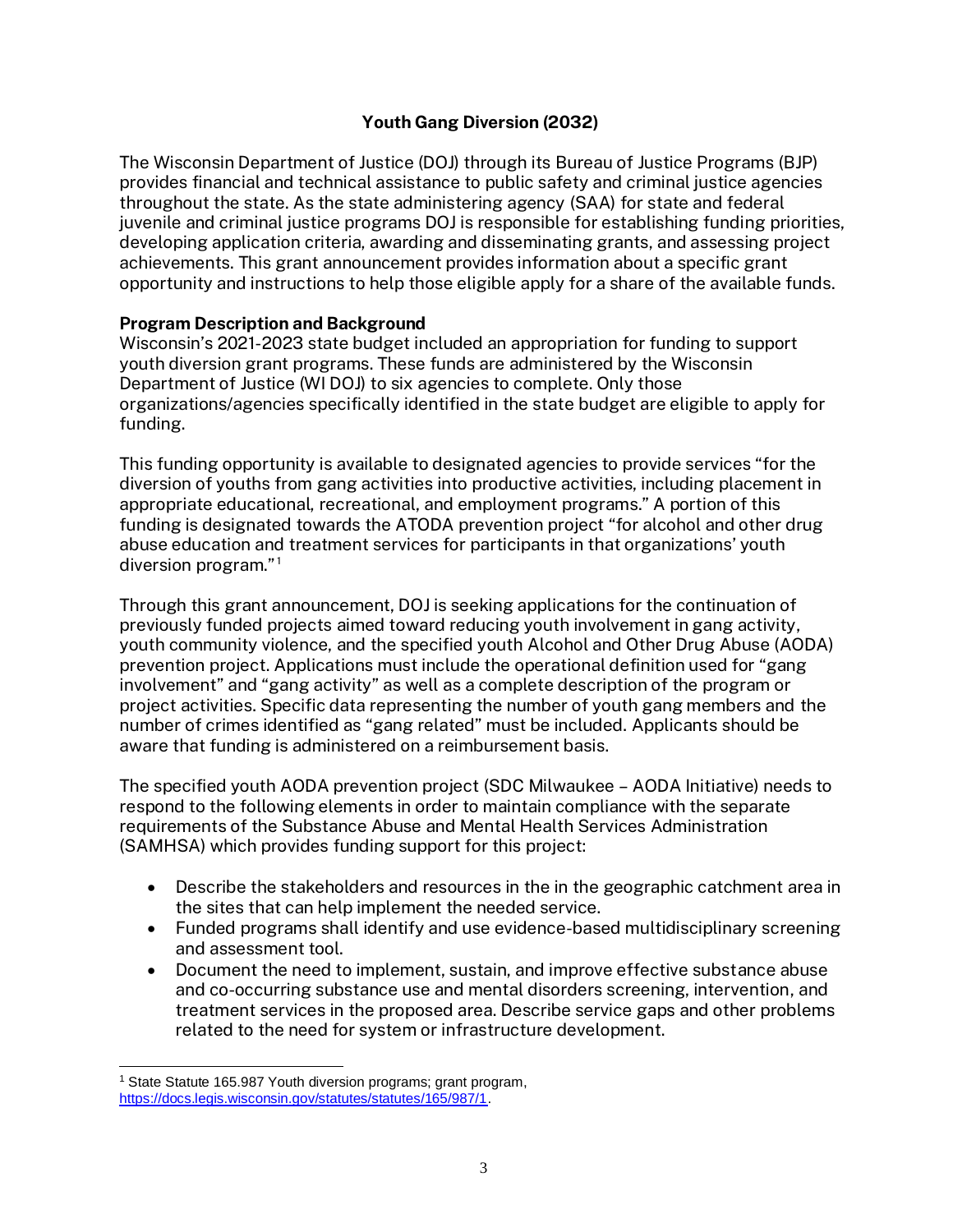## Youth Gang Diversion (2032)

The Wisconsin Department of Justice (DOJ) through its Bureau of Justice Programs (BJP) provides financial and technical assistance to public safety and criminal justice agencies throughout the state. As the state administering agency (SAA) for state and federal juvenile and criminal justice programs DOJ is responsible for establishing funding priorities, developing application criteria, awarding and disseminating grants, and assessing project achievements. This grant announcement provides information about a specific grant opportunity and instructions to help those eligible apply for a share of the available funds.

**Program Description and Background**

Wisconsin's 2021-2023 state budget included an appropriation for funding to support youth diversion grant programs. These funds are administered by the Wisconsin Department of Justice (WI DOJ) to six agencies to complete. Only those organizations/agencies specifically identified in the state budget are eligible to apply for funding.

This funding opportunity is available to designated agencies to provide services "for the diversion of youths from gang activities into productive activities, including placement in appropriate educational, recreational, and employment programs." A portion of this funding is designated towards the ATODA prevention project "for alcohol and other drug abuse education and treatment services for participants in that organizations' youth diversion program."[1]

Through this grant announcement, DOJ is seeking applications for the continuation of previously funded projects aimed toward reducing youth involvement in gang activity, youth community violence, and the specified youth Alcohol and Other Drug Abuse (AODA) prevention project. Applications must include the operational definition used for "gang involvement" and "gang activity" as well as a complete description of the program or project activities. Specific data representing the number of youth gang members and the number of crimes identified as "gang related" must be included. Applicants should be aware that funding is administered on a reimbursement basis.

The specified youth AODA prevention project (SDC Milwaukee – AODA Initiative) needs to respond to the following elements in order to maintain compliance with the separate requirements of the Substance Abuse and Mental Health Services Administration (SAMHSA) which provides funding support for this project:

- Describe the stakeholders and resources in the in the geographic catchment area in the sites that can help implement the needed service.
- Funded programs shall identify and use evidence-based multidisciplinary screening and assessment tool.
- Document the need to implement, sustain, and improve effective substance abuse and co-occurring substance use and mental disorders screening, intervention, and treatment services in the proposed area. Describe service gaps and other problems related to the need for system or infrastructure development.

---

[1] State Statute 165.987 Youth diversion programs; grant program, https://docs.legis.wisconsin.gov/statutes/statutes/165/987/1.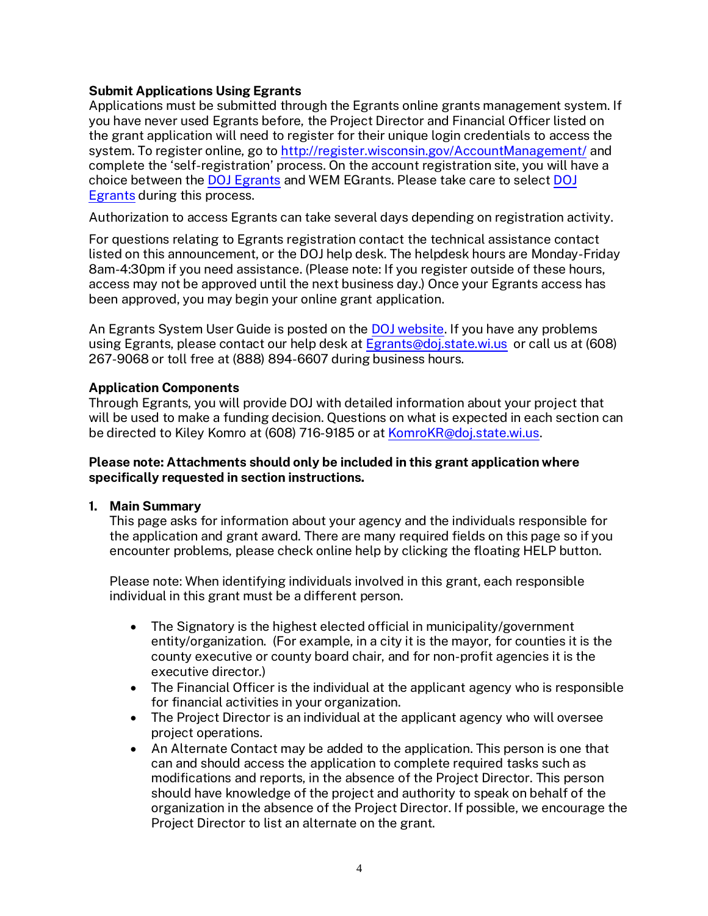**Submit Applications Using Egrants**

Applications must be submitted through the Egrants online grants management system. If you have never used Egrants before, the Project Director and Financial Officer listed on the grant application will need to register for their unique login credentials to access the system. To register online, go to http://register.wisconsin.gov/AccountManagement/ and complete the 'self-registration' process. On the account registration site, you will have a choice between the DOJ Egrants and WEM EGrants. Please take care to select DOJ Egrants during this process.

Authorization to access Egrants can take several days depending on registration activity.

For questions relating to Egrants registration contact the technical assistance contact listed on this announcement, or the DOJ help desk. The helpdesk hours are Monday-Friday 8am-4:30pm if you need assistance. (Please note: If you register outside of these hours, access may not be approved until the next business day.) Once your Egrants access has been approved, you may begin your online grant application.

An Egrants System User Guide is posted on the DOJ website. If you have any problems using Egrants, please contact our help desk at Egrants@doj.state.wi.us or call us at (608) 267-9068 or toll free at (888) 894-6607 during business hours.

**Application Components**

Through Egrants, you will provide DOJ with detailed information about your project that will be used to make a funding decision. Questions on what is expected in each section can be directed to Kiley Komro at (608) 716-9185 or at KomroKR@doj.state.wi.us.

**Please note: Attachments should only be included in this grant application where specifically requested in section instructions.**

1. **Main Summary**

   This page asks for information about your agency and the individuals responsible for the application and grant award. There are many required fields on this page so if you encounter problems, please check online help by clicking the floating HELP button.

   Please note: When identifying individuals involved in this grant, each responsible individual in this grant must be a different person.

   - The Signatory is the highest elected official in municipality/government entity/organization. (For example, in a city it is the mayor, for counties it is the county executive or county board chair, and for non-profit agencies it is the executive director.)
   - The Financial Officer is the individual at the applicant agency who is responsible for financial activities in your organization.
   - The Project Director is an individual at the applicant agency who will oversee project operations.
   - An Alternate Contact may be added to the application. This person is one that can and should access the application to complete required tasks such as modifications and reports, in the absence of the Project Director. This person should have knowledge of the project and authority to speak on behalf of the organization in the absence of the Project Director. If possible, we encourage the Project Director to list an alternate on the grant.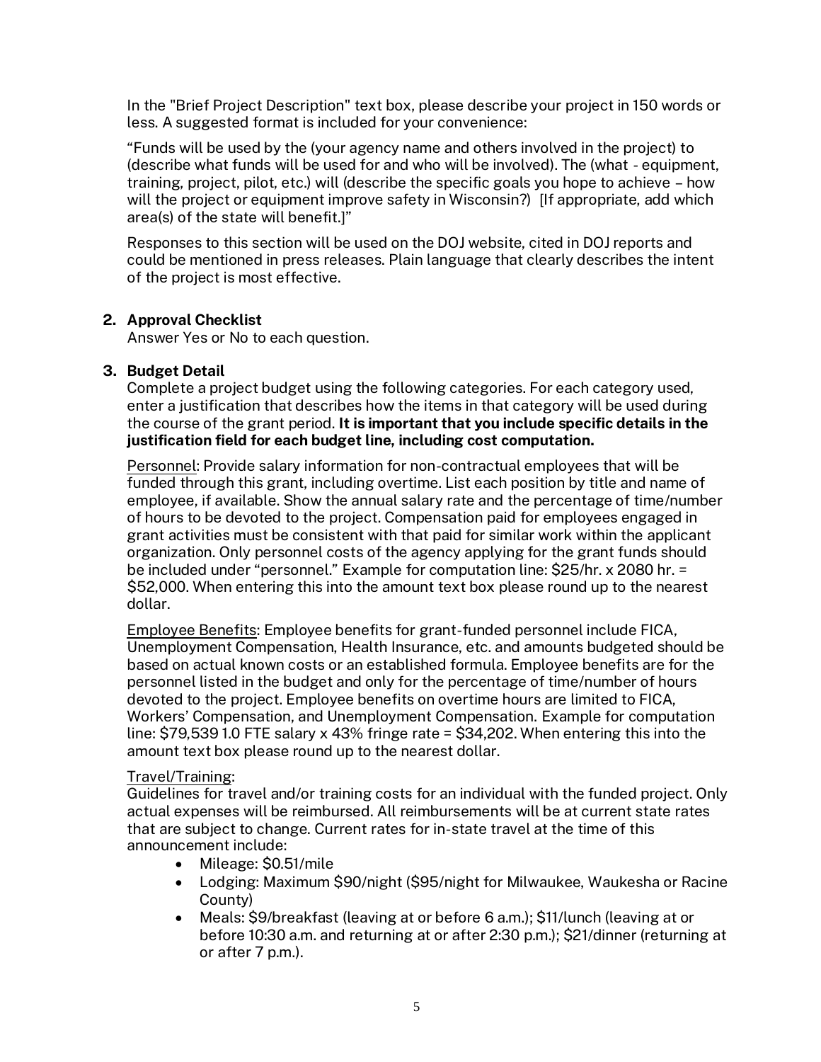In the "Brief Project Description" text box, please describe your project in 150 words or less. A suggested format is included for your convenience:

"Funds will be used by the (your agency name and others involved in the project) to (describe what funds will be used for and who will be involved). The (what - equipment, training, project, pilot, etc.) will (describe the specific goals you hope to achieve – how will the project or equipment improve safety in Wisconsin?) [If appropriate, add which area(s) of the state will benefit.]"

Responses to this section will be used on the DOJ website, cited in DOJ reports and could be mentioned in press releases. Plain language that clearly describes the intent of the project is most effective.

**2. Approval Checklist**
Answer Yes or No to each question.

**3. Budget Detail**
Complete a project budget using the following categories. For each category used, enter a justification that describes how the items in that category will be used during the course of the grant period. **It is important that you include specific details in the justification field for each budget line, including cost computation.**

Personnel: Provide salary information for non-contractual employees that will be funded through this grant, including overtime. List each position by title and name of employee, if available. Show the annual salary rate and the percentage of time/number of hours to be devoted to the project. Compensation paid for employees engaged in grant activities must be consistent with that paid for similar work within the applicant organization. Only personnel costs of the agency applying for the grant funds should be included under "personnel." Example for computation line: $25/hr. x 2080 hr. = $52,000. When entering this into the amount text box please round up to the nearest dollar.

Employee Benefits: Employee benefits for grant-funded personnel include FICA, Unemployment Compensation, Health Insurance, etc. and amounts budgeted should be based on actual known costs or an established formula. Employee benefits are for the personnel listed in the budget and only for the percentage of time/number of hours devoted to the project. Employee benefits on overtime hours are limited to FICA, Workers' Compensation, and Unemployment Compensation. Example for computation line: $79,539 1.0 FTE salary x 43% fringe rate = $34,202. When entering this into the amount text box please round up to the nearest dollar.

Travel/Training:
Guidelines for travel and/or training costs for an individual with the funded project. Only actual expenses will be reimbursed. All reimbursements will be at current state rates that are subject to change. Current rates for in-state travel at the time of this announcement include:

- Mileage: $0.51/mile
- Lodging: Maximum $90/night ($95/night for Milwaukee, Waukesha or Racine County)
- Meals: $9/breakfast (leaving at or before 6 a.m.); $11/lunch (leaving at or before 10:30 a.m. and returning at or after 2:30 p.m.); $21/dinner (returning at or after 7 p.m.).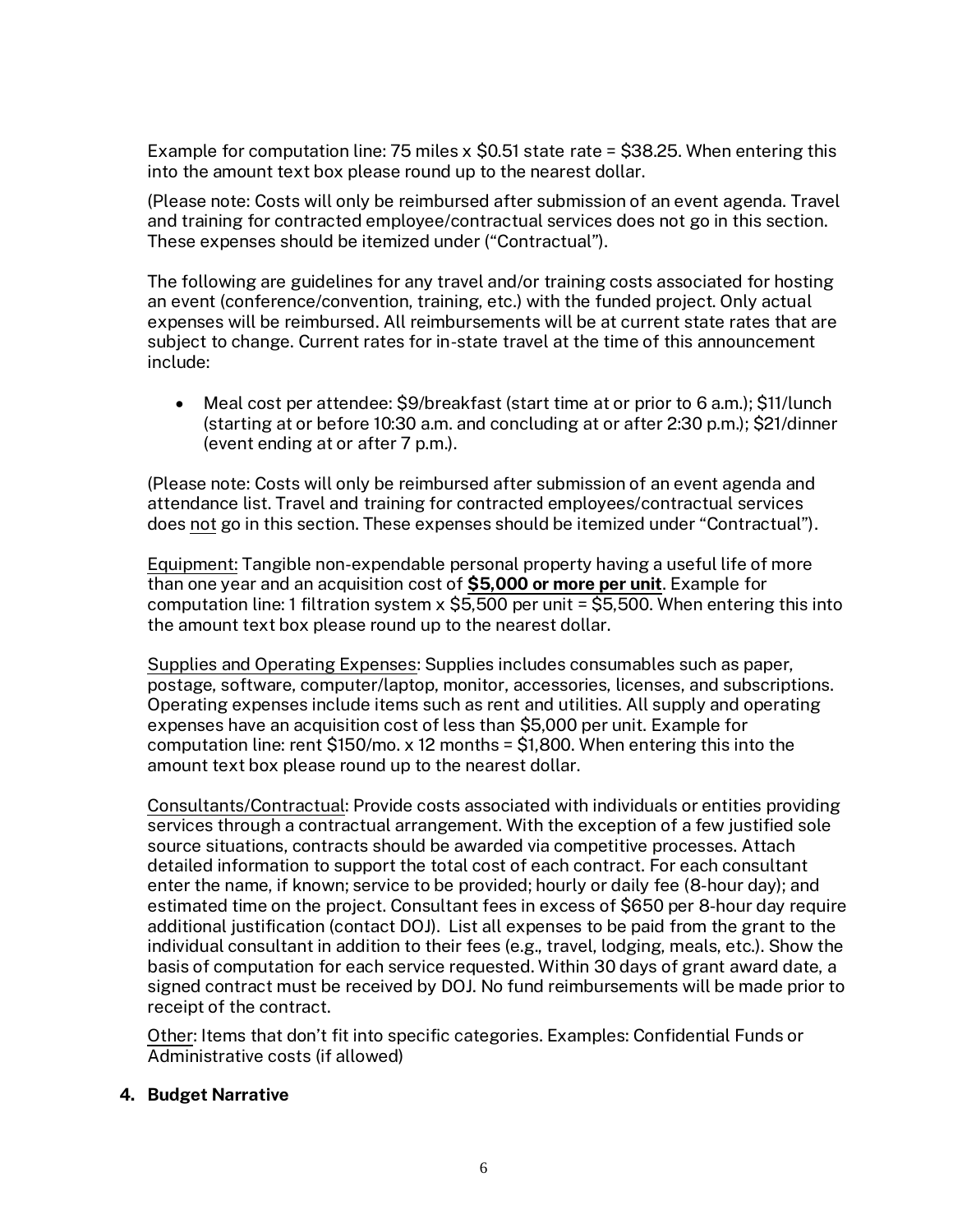Example for computation line: 75 miles x $0.51 state rate = $38.25. When entering this into the amount text box please round up to the nearest dollar.

(Please note: Costs will only be reimbursed after submission of an event agenda. Travel and training for contracted employee/contractual services does not go in this section. These expenses should be itemized under ("Contractual").

The following are guidelines for any travel and/or training costs associated for hosting an event (conference/convention, training, etc.) with the funded project. Only actual expenses will be reimbursed. All reimbursements will be at current state rates that are subject to change. Current rates for in-state travel at the time of this announcement include:

- Meal cost per attendee: $9/breakfast (start time at or prior to 6 a.m.); $11/lunch (starting at or before 10:30 a.m. and concluding at or after 2:30 p.m.); $21/dinner (event ending at or after 7 p.m.).

(Please note: Costs will only be reimbursed after submission of an event agenda and attendance list. Travel and training for contracted employees/contractual services does <u>not</u> go in this section. These expenses should be itemized under "Contractual").

<u>Equipment:</u> Tangible non-expendable personal property having a useful life of more than one year and an acquisition cost of **<u>$5,000 or more per unit</u>**. Example for computation line: 1 filtration system x $5,500 per unit = $5,500. When entering this into the amount text box please round up to the nearest dollar.

<u>Supplies and Operating Expenses</u>: Supplies includes consumables such as paper, postage, software, computer/laptop, monitor, accessories, licenses, and subscriptions. Operating expenses include items such as rent and utilities. All supply and operating expenses have an acquisition cost of less than $5,000 per unit. Example for computation line: rent $150/mo. x 12 months = $1,800. When entering this into the amount text box please round up to the nearest dollar.

<u>Consultants/Contractual</u>: Provide costs associated with individuals or entities providing services through a contractual arrangement. With the exception of a few justified sole source situations, contracts should be awarded via competitive processes. Attach detailed information to support the total cost of each contract. For each consultant enter the name, if known; service to be provided; hourly or daily fee (8-hour day); and estimated time on the project. Consultant fees in excess of $650 per 8-hour day require additional justification (contact DOJ). List all expenses to be paid from the grant to the individual consultant in addition to their fees (e.g., travel, lodging, meals, etc.). Show the basis of computation for each service requested. Within 30 days of grant award date, a signed contract must be received by DOJ. No fund reimbursements will be made prior to receipt of the contract.

<u>Other</u>: Items that don't fit into specific categories. Examples: Confidential Funds or Administrative costs (if allowed)

**4. Budget Narrative**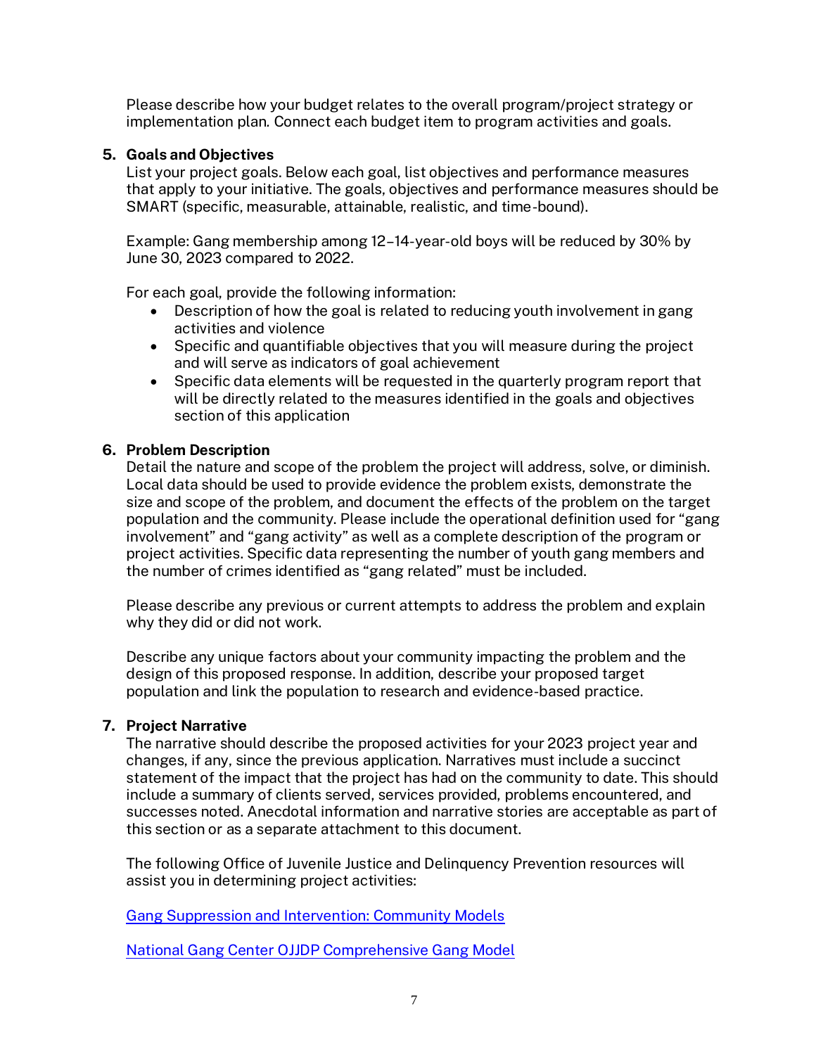Please describe how your budget relates to the overall program/project strategy or implementation plan. Connect each budget item to program activities and goals.

## 5. Goals and Objectives

List your project goals. Below each goal, list objectives and performance measures that apply to your initiative. The goals, objectives and performance measures should be SMART (specific, measurable, attainable, realistic, and time-bound).

Example: Gang membership among 12–14-year-old boys will be reduced by 30% by June 30, 2023 compared to 2022.

For each goal, provide the following information:

- Description of how the goal is related to reducing youth involvement in gang activities and violence
- Specific and quantifiable objectives that you will measure during the project and will serve as indicators of goal achievement
- Specific data elements will be requested in the quarterly program report that will be directly related to the measures identified in the goals and objectives section of this application

## 6. Problem Description

Detail the nature and scope of the problem the project will address, solve, or diminish. Local data should be used to provide evidence the problem exists, demonstrate the size and scope of the problem, and document the effects of the problem on the target population and the community. Please include the operational definition used for "gang involvement" and "gang activity" as well as a complete description of the program or project activities. Specific data representing the number of youth gang members and the number of crimes identified as "gang related" must be included.

Please describe any previous or current attempts to address the problem and explain why they did or did not work.

Describe any unique factors about your community impacting the problem and the design of this proposed response. In addition, describe your proposed target population and link the population to research and evidence-based practice.

## 7. Project Narrative

The narrative should describe the proposed activities for your 2023 project year and changes, if any, since the previous application. Narratives must include a succinct statement of the impact that the project has had on the community to date. This should include a summary of clients served, services provided, problems encountered, and successes noted. Anecdotal information and narrative stories are acceptable as part of this section or as a separate attachment to this document.

The following Office of Juvenile Justice and Delinquency Prevention resources will assist you in determining project activities:

Gang Suppression and Intervention: Community Models

National Gang Center OJJDP Comprehensive Gang Model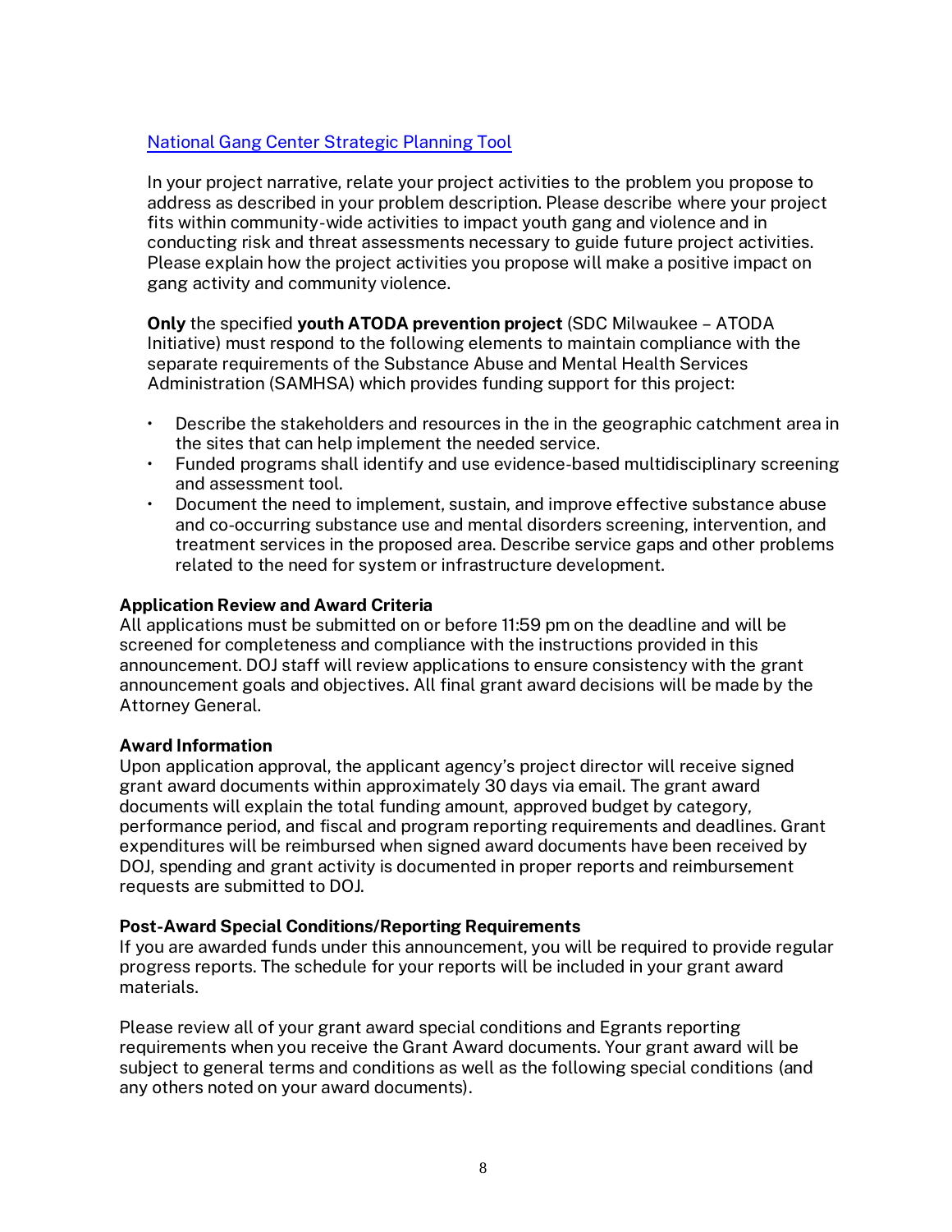[National Gang Center Strategic Planning Tool]

In your project narrative, relate your project activities to the problem you propose to address as described in your problem description. Please describe where your project fits within community-wide activities to impact youth gang and violence and in conducting risk and threat assessments necessary to guide future project activities. Please explain how the project activities you propose will make a positive impact on gang activity and community violence.

**Only** the specified **youth ATODA prevention project** (SDC Milwaukee – ATODA Initiative) must respond to the following elements to maintain compliance with the separate requirements of the Substance Abuse and Mental Health Services Administration (SAMHSA) which provides funding support for this project:

- Describe the stakeholders and resources in the in the geographic catchment area in the sites that can help implement the needed service.
- Funded programs shall identify and use evidence-based multidisciplinary screening and assessment tool.
- Document the need to implement, sustain, and improve effective substance abuse and co-occurring substance use and mental disorders screening, intervention, and treatment services in the proposed area. Describe service gaps and other problems related to the need for system or infrastructure development.

**Application Review and Award Criteria**
All applications must be submitted on or before 11:59 pm on the deadline and will be screened for completeness and compliance with the instructions provided in this announcement. DOJ staff will review applications to ensure consistency with the grant announcement goals and objectives. All final grant award decisions will be made by the Attorney General.

**Award Information**
Upon application approval, the applicant agency's project director will receive signed grant award documents within approximately 30 days via email. The grant award documents will explain the total funding amount, approved budget by category, performance period, and fiscal and program reporting requirements and deadlines. Grant expenditures will be reimbursed when signed award documents have been received by DOJ, spending and grant activity is documented in proper reports and reimbursement requests are submitted to DOJ.

**Post-Award Special Conditions/Reporting Requirements**
If you are awarded funds under this announcement, you will be required to provide regular progress reports. The schedule for your reports will be included in your grant award materials.

Please review all of your grant award special conditions and Egrants reporting requirements when you receive the Grant Award documents. Your grant award will be subject to general terms and conditions as well as the following special conditions (and any others noted on your award documents).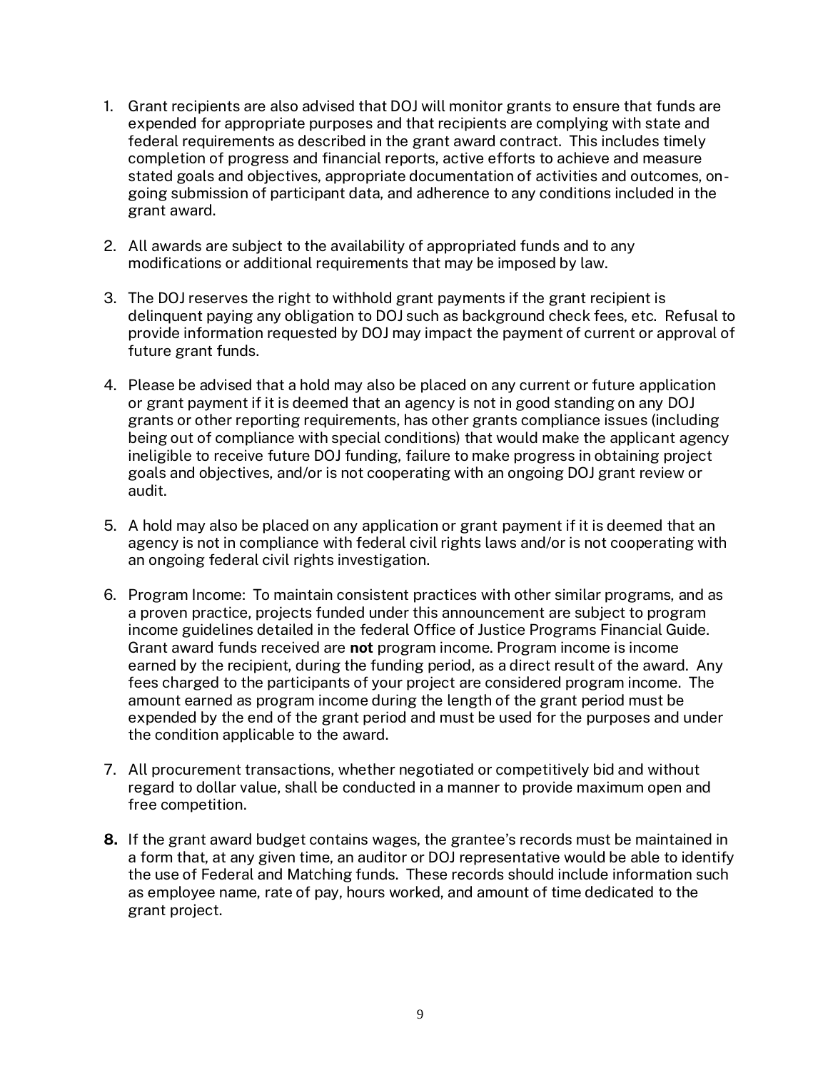1. Grant recipients are also advised that DOJ will monitor grants to ensure that funds are expended for appropriate purposes and that recipients are complying with state and federal requirements as described in the grant award contract. This includes timely completion of progress and financial reports, active efforts to achieve and measure stated goals and objectives, appropriate documentation of activities and outcomes, on-going submission of participant data, and adherence to any conditions included in the grant award.

2. All awards are subject to the availability of appropriated funds and to any modifications or additional requirements that may be imposed by law.

3. The DOJ reserves the right to withhold grant payments if the grant recipient is delinquent paying any obligation to DOJ such as background check fees, etc. Refusal to provide information requested by DOJ may impact the payment of current or approval of future grant funds.

4. Please be advised that a hold may also be placed on any current or future application or grant payment if it is deemed that an agency is not in good standing on any DOJ grants or other reporting requirements, has other grants compliance issues (including being out of compliance with special conditions) that would make the applicant agency ineligible to receive future DOJ funding, failure to make progress in obtaining project goals and objectives, and/or is not cooperating with an ongoing DOJ grant review or audit.

5. A hold may also be placed on any application or grant payment if it is deemed that an agency is not in compliance with federal civil rights laws and/or is not cooperating with an ongoing federal civil rights investigation.

6. Program Income: To maintain consistent practices with other similar programs, and as a proven practice, projects funded under this announcement are subject to program income guidelines detailed in the federal Office of Justice Programs Financial Guide. Grant award funds received are **not** program income. Program income is income earned by the recipient, during the funding period, as a direct result of the award. Any fees charged to the participants of your project are considered program income. The amount earned as program income during the length of the grant period must be expended by the end of the grant period and must be used for the purposes and under the condition applicable to the award.

7. All procurement transactions, whether negotiated or competitively bid and without regard to dollar value, shall be conducted in a manner to provide maximum open and free competition.

8. If the grant award budget contains wages, the grantee's records must be maintained in a form that, at any given time, an auditor or DOJ representative would be able to identify the use of Federal and Matching funds. These records should include information such as employee name, rate of pay, hours worked, and amount of time dedicated to the grant project.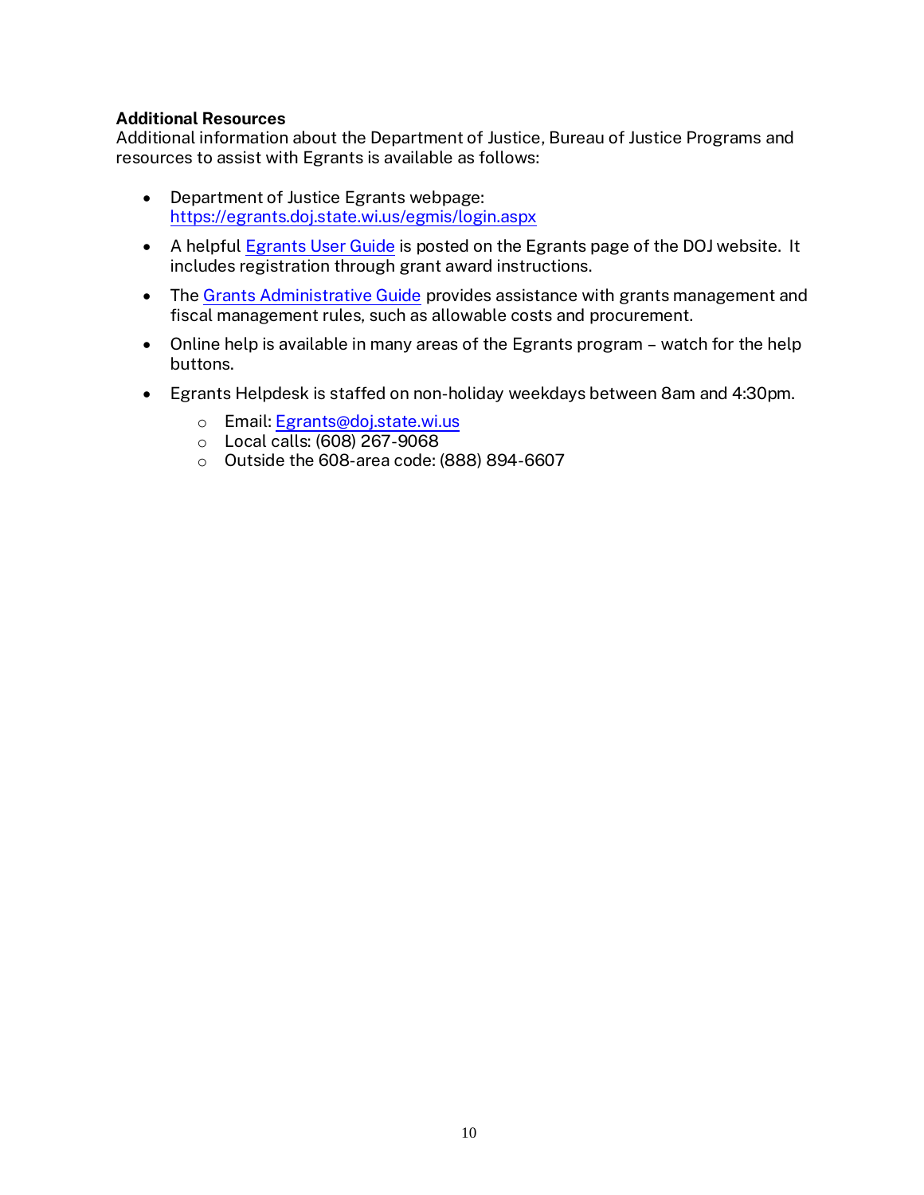**Additional Resources**

Additional information about the Department of Justice, Bureau of Justice Programs and resources to assist with Egrants is available as follows:

- Department of Justice Egrants webpage: https://egrants.doj.state.wi.us/egmis/login.aspx
- A helpful Egrants User Guide is posted on the Egrants page of the DOJ website. It includes registration through grant award instructions.
- The Grants Administrative Guide provides assistance with grants management and fiscal management rules, such as allowable costs and procurement.
- Online help is available in many areas of the Egrants program – watch for the help buttons.
- Egrants Helpdesk is staffed on non-holiday weekdays between 8am and 4:30pm.
    - Email: Egrants@doj.state.wi.us
    - Local calls: (608) 267-9068
    - Outside the 608-area code: (888) 894-6607